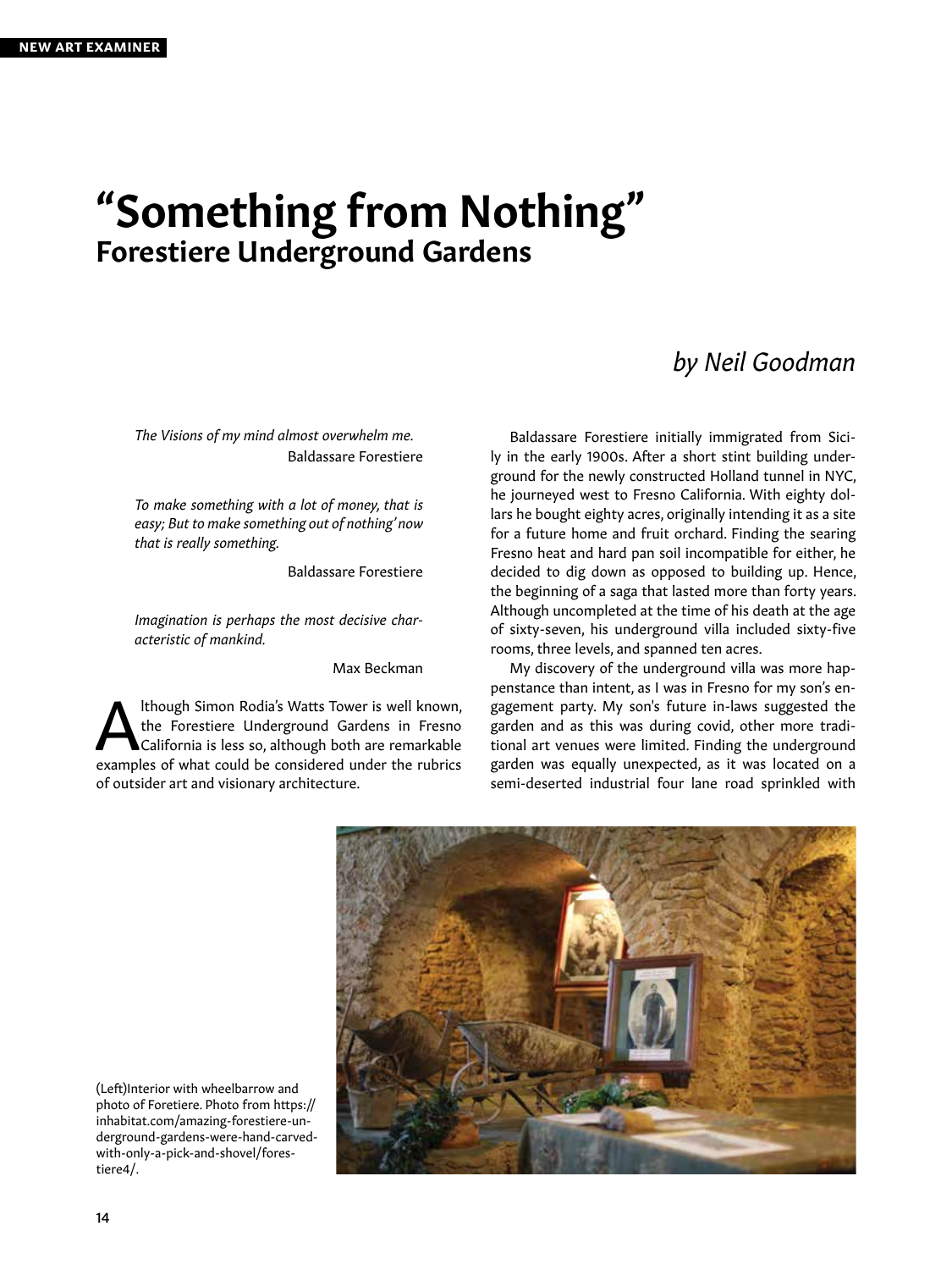# "Something from Nothing"
## Forestiere Underground Gardens

*by Neil Goodman*

*The Visions of my mind almost overwhelm me.*
Baldassare Forestiere

*To make something with a lot of money, that is easy; But to make something out of nothing' now that is really something.*

Baldassare Forestiere

*Imagination is perhaps the most decisive characteristic of mankind.*

Max Beckman

Although Simon Rodia's Watts Tower is well known, the Forestiere Underground Gardens in Fresno California is less so, although both are remarkable examples of what could be considered under the rubrics of outsider art and visionary architecture.

Baldassare Forestiere initially immigrated from Sicily in the early 1900s. After a short stint building underground for the newly constructed Holland tunnel in NYC, he journeyed west to Fresno California. With eighty dollars he bought eighty acres, originally intending it as a site for a future home and fruit orchard. Finding the searing Fresno heat and hard pan soil incompatible for either, he decided to dig down as opposed to building up. Hence, the beginning of a saga that lasted more than forty years. Although uncompleted at the time of his death at the age of sixty-seven, his underground villa included sixty-five rooms, three levels, and spanned ten acres.

My discovery of the underground villa was more happenstance than intent, as I was in Fresno for my son's engagement party. My son's future in-laws suggested the garden and as this was during covid, other more traditional art venues were limited. Finding the underground garden was equally unexpected, as it was located on a semi-deserted industrial four lane road sprinkled with

(Left)Interior with wheelbarrow and photo of Foretiere. Photo from https://inhabitat.com/amazing-forestiere-underground-gardens-were-hand-carved-with-only-a-pick-and-shovel/forestiere4/.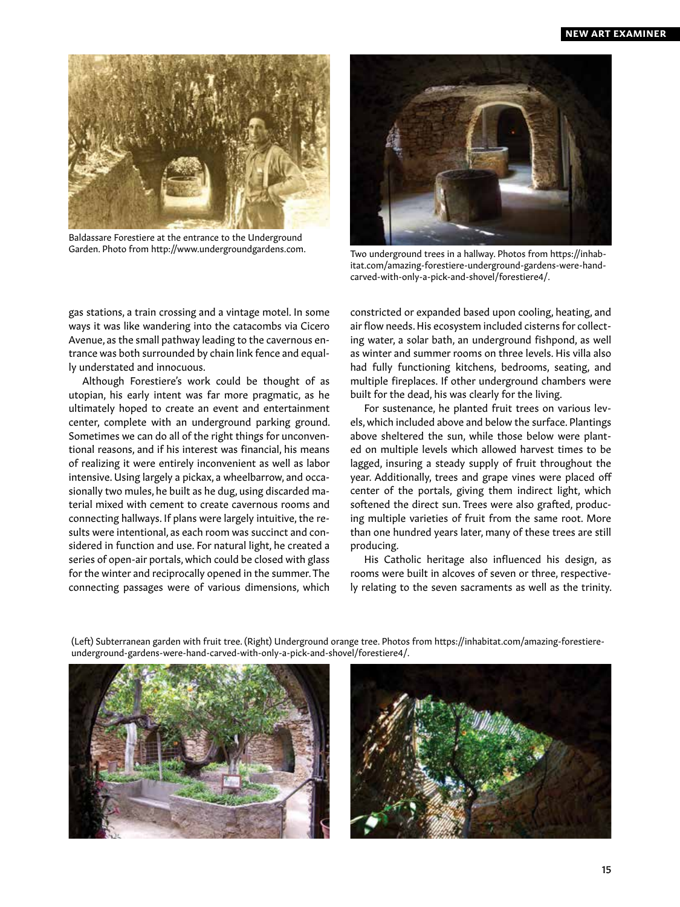Baldassare Forestiere at the entrance to the Underground Garden. Photo from http://www.undergroundgardens.com.

Two underground trees in a hallway. Photos from https://inhabitat.com/amazing-forestiere-underground-gardens-were-hand-carved-with-only-a-pick-and-shovel/forestiere4/.

gas stations, a train crossing and a vintage motel. In some ways it was like wandering into the catacombs via Cicero Avenue, as the small pathway leading to the cavernous entrance was both surrounded by chain link fence and equally understated and innocuous.

Although Forestiere's work could be thought of as utopian, his early intent was far more pragmatic, as he ultimately hoped to create an event and entertainment center, complete with an underground parking ground. Sometimes we can do all of the right things for unconventional reasons, and if his interest was financial, his means of realizing it were entirely inconvenient as well as labor intensive. Using largely a pickax, a wheelbarrow, and occasionally two mules, he built as he dug, using discarded material mixed with cement to create cavernous rooms and connecting hallways. If plans were largely intuitive, the results were intentional, as each room was succinct and considered in function and use. For natural light, he created a series of open-air portals, which could be closed with glass for the winter and reciprocally opened in the summer. The connecting passages were of various dimensions, which constricted or expanded based upon cooling, heating, and air flow needs. His ecosystem included cisterns for collecting water, a solar bath, an underground fishpond, as well as winter and summer rooms on three levels. His villa also had fully functioning kitchens, bedrooms, seating, and multiple fireplaces. If other underground chambers were built for the dead, his was clearly for the living.

For sustenance, he planted fruit trees on various levels, which included above and below the surface. Plantings above sheltered the sun, while those below were planted on multiple levels which allowed harvest times to be lagged, insuring a steady supply of fruit throughout the year. Additionally, trees and grape vines were placed off center of the portals, giving them indirect light, which softened the direct sun. Trees were also grafted, producing multiple varieties of fruit from the same root. More than one hundred years later, many of these trees are still producing.

His Catholic heritage also influenced his design, as rooms were built in alcoves of seven or three, respectively relating to the seven sacraments as well as the trinity.

(Left) Subterranean garden with fruit tree. (Right) Underground orange tree. Photos from https://inhabitat.com/amazing-forestiere-underground-gardens-were-hand-carved-with-only-a-pick-and-shovel/forestiere4/.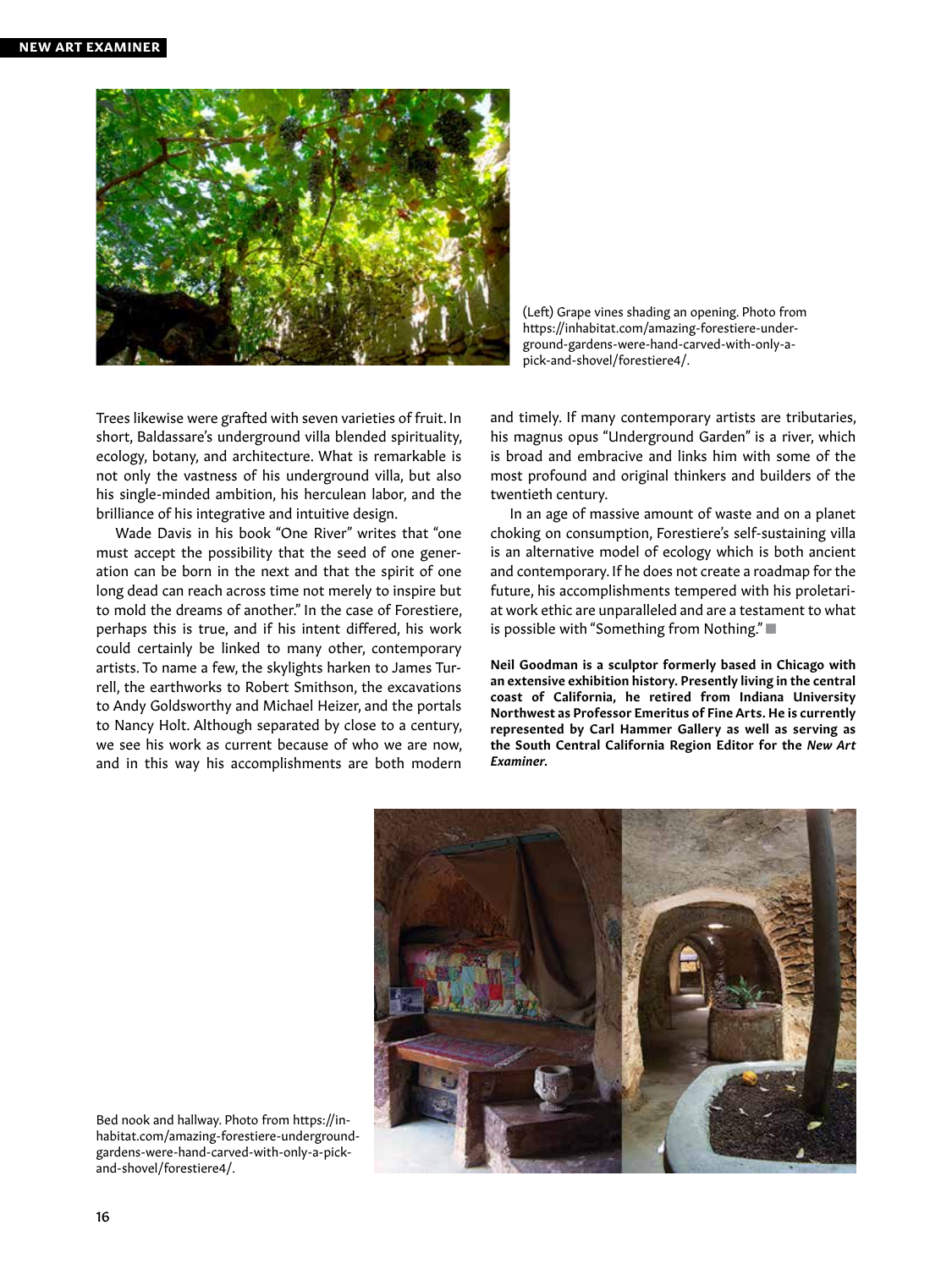(Left) Grape vines shading an opening. Photo from https://inhabitat.com/amazing-forestiere-underground-gardens-were-hand-carved-with-only-a-pick-and-shovel/forestiere4/.

Trees likewise were grafted with seven varieties of fruit. In short, Baldassare's underground villa blended spirituality, ecology, botany, and architecture. What is remarkable is not only the vastness of his underground villa, but also his single-minded ambition, his herculean labor, and the brilliance of his integrative and intuitive design.

Wade Davis in his book "One River" writes that "one must accept the possibility that the seed of one generation can be born in the next and that the spirit of one long dead can reach across time not merely to inspire but to mold the dreams of another." In the case of Forestiere, perhaps this is true, and if his intent differed, his work could certainly be linked to many other, contemporary artists. To name a few, the skylights harken to James Turrell, the earthworks to Robert Smithson, the excavations to Andy Goldsworthy and Michael Heizer, and the portals to Nancy Holt. Although separated by close to a century, we see his work as current because of who we are now, and in this way his accomplishments are both modern and timely. If many contemporary artists are tributaries, his magnus opus "Underground Garden" is a river, which is broad and embracive and links him with some of the most profound and original thinkers and builders of the twentieth century.

In an age of massive amount of waste and on a planet choking on consumption, Forestiere's self-sustaining villa is an alternative model of ecology which is both ancient and contemporary. If he does not create a roadmap for the future, his accomplishments tempered with his proletariat work ethic are unparalleled and are a testament to what is possible with "Something from Nothing." ■

**Neil Goodman is a sculptor formerly based in Chicago with an extensive exhibition history. Presently living in the central coast of California, he retired from Indiana University Northwest as Professor Emeritus of Fine Arts. He is currently represented by Carl Hammer Gallery as well as serving as the South Central California Region Editor for the *New Art Examiner.***

Bed nook and hallway. Photo from https://inhabitat.com/amazing-forestiere-underground-gardens-were-hand-carved-with-only-a-pick-and-shovel/forestiere4/.